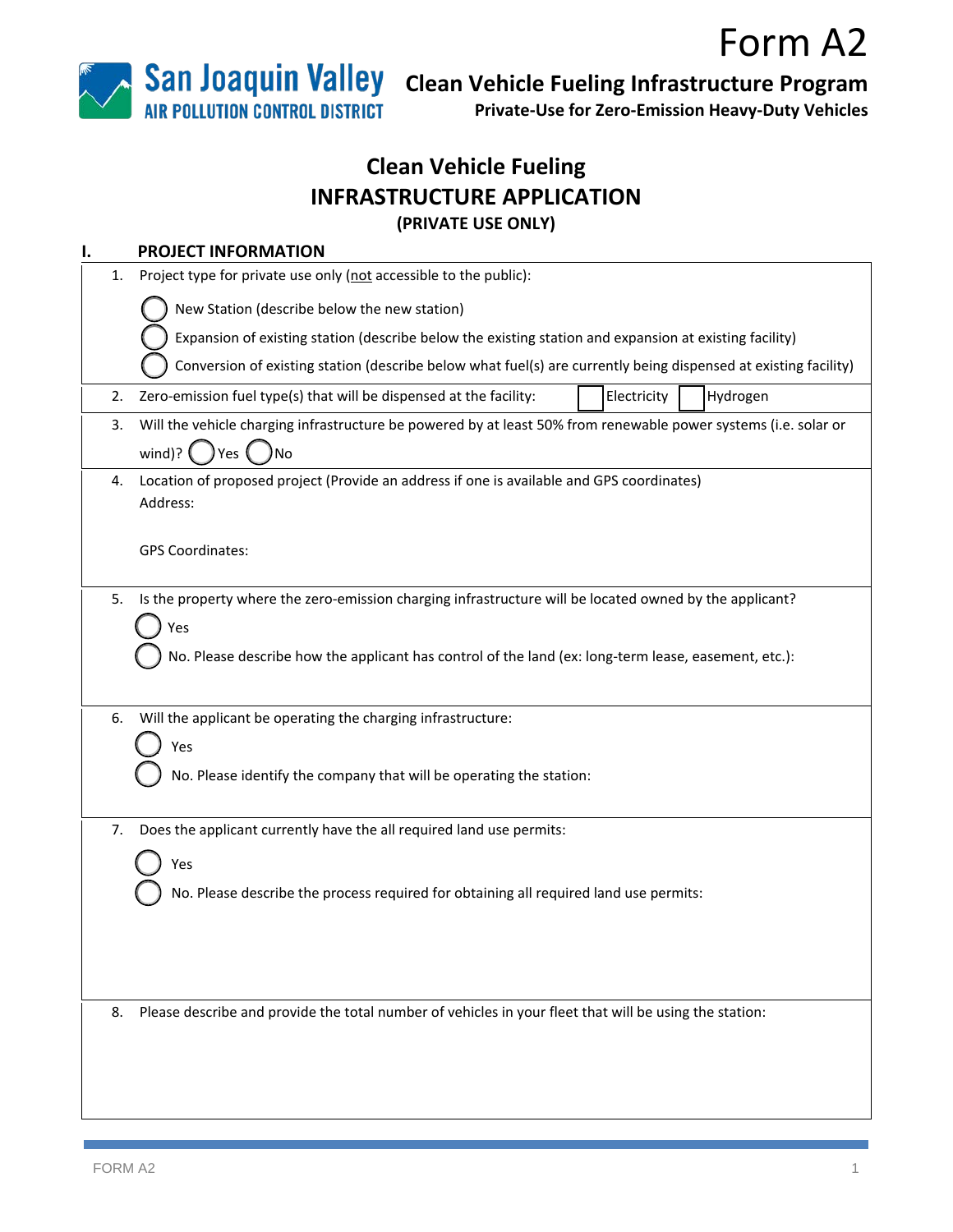Form A2

San Joaquin Valley AIR POLLUTION CONTROL DISTRICT

**Clean Vehicle Fueling Infrastructure Program**
**Private-Use for Zero-Emission Heavy-Duty Vehicles**

# Clean Vehicle Fueling INFRASTRUCTURE APPLICATION

**(PRIVATE USE ONLY)**

## I. PROJECT INFORMATION

1. Project type for private use only (not accessible to the public):
   - ◯ New Station (describe below the new station)
   - ◯ Expansion of existing station (describe below the existing station and expansion at existing facility)
   - ◯ Conversion of existing station (describe below what fuel(s) are currently being dispensed at existing facility)

2. Zero-emission fuel type(s) that will be dispensed at the facility: ☐ Electricity ☐ Hydrogen

3. Will the vehicle charging infrastructure be powered by at least 50% from renewable power systems (i.e. solar or wind)? ◯ Yes ◯ No

4. Location of proposed project (Provide an address if one is available and GPS coordinates)

   Address:

   GPS Coordinates:

5. Is the property where the zero-emission charging infrastructure will be located owned by the applicant?
   - ◯ Yes
   - ◯ No. Please describe how the applicant has control of the land (ex: long-term lease, easement, etc.):

6. Will the applicant be operating the charging infrastructure:
   - ◯ Yes
   - ◯ No. Please identify the company that will be operating the station:

7. Does the applicant currently have the all required land use permits:
   - ◯ Yes
   - ◯ No. Please describe the process required for obtaining all required land use permits:

8. Please describe and provide the total number of vehicles in your fleet that will be using the station: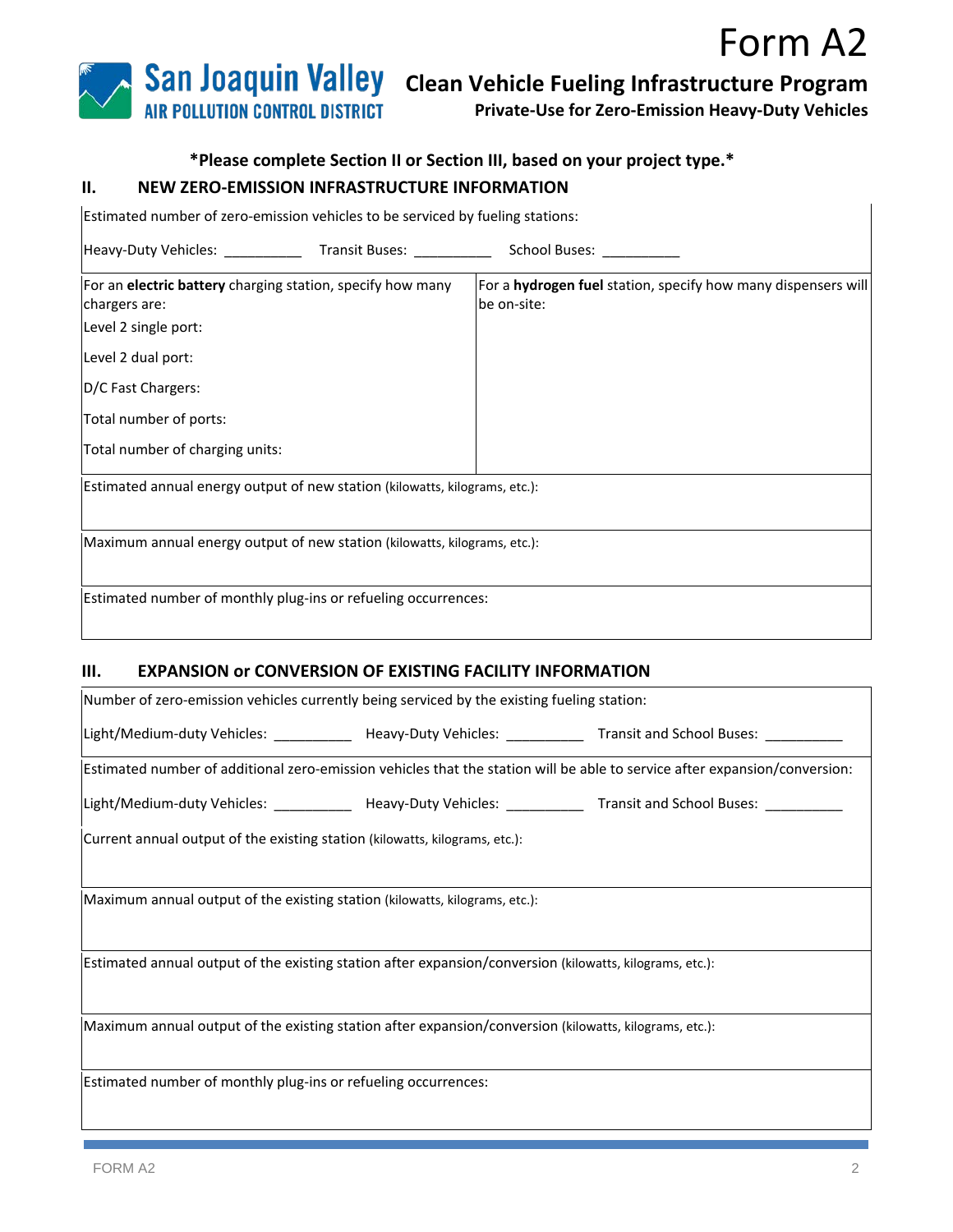# Form A2

**San Joaquin Valley AIR POLLUTION CONTROL DISTRICT**

## Clean Vehicle Fueling Infrastructure Program

**Private-Use for Zero-Emission Heavy-Duty Vehicles**

**\*Please complete Section II or Section III, based on your project type.\***

## II. NEW ZERO-EMISSION INFRASTRUCTURE INFORMATION

Estimated number of zero-emission vehicles to be serviced by fueling stations:

Heavy-Duty Vehicles: __________ Transit Buses: __________ School Buses: __________

| For an **electric battery** charging station, specify how many chargers are: | For a **hydrogen fuel** station, specify how many dispensers will be on-site: |
|---|---|
| Level 2 single port: | |
| Level 2 dual port: | |
| D/C Fast Chargers: | |
| Total number of ports: | |
| Total number of charging units: | |

Estimated annual energy output of new station (kilowatts, kilograms, etc.):

Maximum annual energy output of new station (kilowatts, kilograms, etc.):

Estimated number of monthly plug-ins or refueling occurrences:

## III. EXPANSION or CONVERSION OF EXISTING FACILITY INFORMATION

Number of zero-emission vehicles currently being serviced by the existing fueling station:

Light/Medium-duty Vehicles: __________ Heavy-Duty Vehicles: __________ Transit and School Buses: __________

Estimated number of additional zero-emission vehicles that the station will be able to service after expansion/conversion:

Light/Medium-duty Vehicles: __________ Heavy-Duty Vehicles: __________ Transit and School Buses: __________

Current annual output of the existing station (kilowatts, kilograms, etc.):

Maximum annual output of the existing station (kilowatts, kilograms, etc.):

Estimated annual output of the existing station after expansion/conversion (kilowatts, kilograms, etc.):

Maximum annual output of the existing station after expansion/conversion (kilowatts, kilograms, etc.):

Estimated number of monthly plug-ins or refueling occurrences: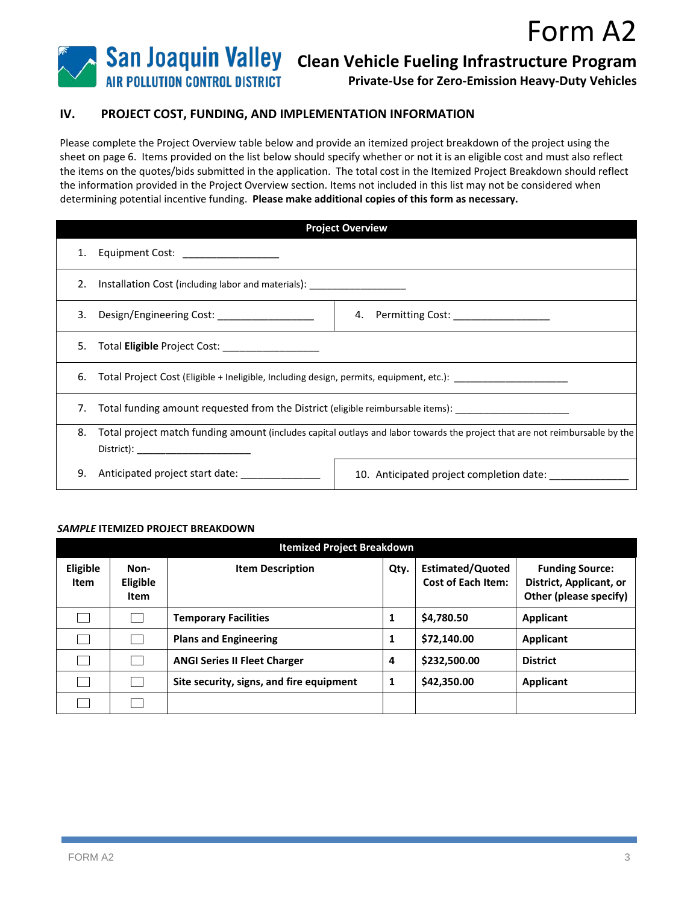# Form A2

**San Joaquin Valley AIR POLLUTION CONTROL DISTRICT**

## Clean Vehicle Fueling Infrastructure Program

**Private-Use for Zero-Emission Heavy-Duty Vehicles**

### IV. PROJECT COST, FUNDING, AND IMPLEMENTATION INFORMATION

Please complete the Project Overview table below and provide an itemized project breakdown of the project using the sheet on page 6. Items provided on the list below should specify whether or not it is an eligible cost and must also reflect the items on the quotes/bids submitted in the application. The total cost in the Itemized Project Breakdown should reflect the information provided in the Project Overview section. Items not included in this list may not be considered when determining potential incentive funding. **Please make additional copies of this form as necessary.**

| Project Overview | |
|---|---|
| 1. Equipment Cost: _________________ | |
| 2. Installation Cost (including labor and materials): _________________ | |
| 3. Design/Engineering Cost: _________________ | 4. Permitting Cost: _________________ |
| 5. Total **Eligible** Project Cost: _________________ | |
| 6. Total Project Cost (Eligible + Ineligible, Including design, permits, equipment, etc.): _____________________ | |
| 7. Total funding amount requested from the District (eligible reimbursable items): _____________________ | |
| 8. Total project match funding amount (includes capital outlays and labor towards the project that are not reimbursable by the District): _____________________ | |
| 9. Anticipated project start date: ______________ | 10. Anticipated project completion date: ______________ |

**_SAMPLE_ ITEMIZED PROJECT BREAKDOWN**

| Eligible Item | Non-Eligible Item | Item Description | Qty. | Estimated/Quoted Cost of Each Item: | Funding Source: District, Applicant, or Other (please specify) |
|---|---|---|---|---|---|
| ☐ | ☐ | **Temporary Facilities** | **1** | **$4,780.50** | **Applicant** |
| ☐ | ☐ | **Plans and Engineering** | **1** | **$72,140.00** | **Applicant** |
| ☐ | ☐ | **ANGI Series II Fleet Charger** | **4** | **$232,500.00** | **District** |
| ☐ | ☐ | **Site security, signs, and fire equipment** | **1** | **$42,350.00** | **Applicant** |
| ☐ | ☐ | | | | |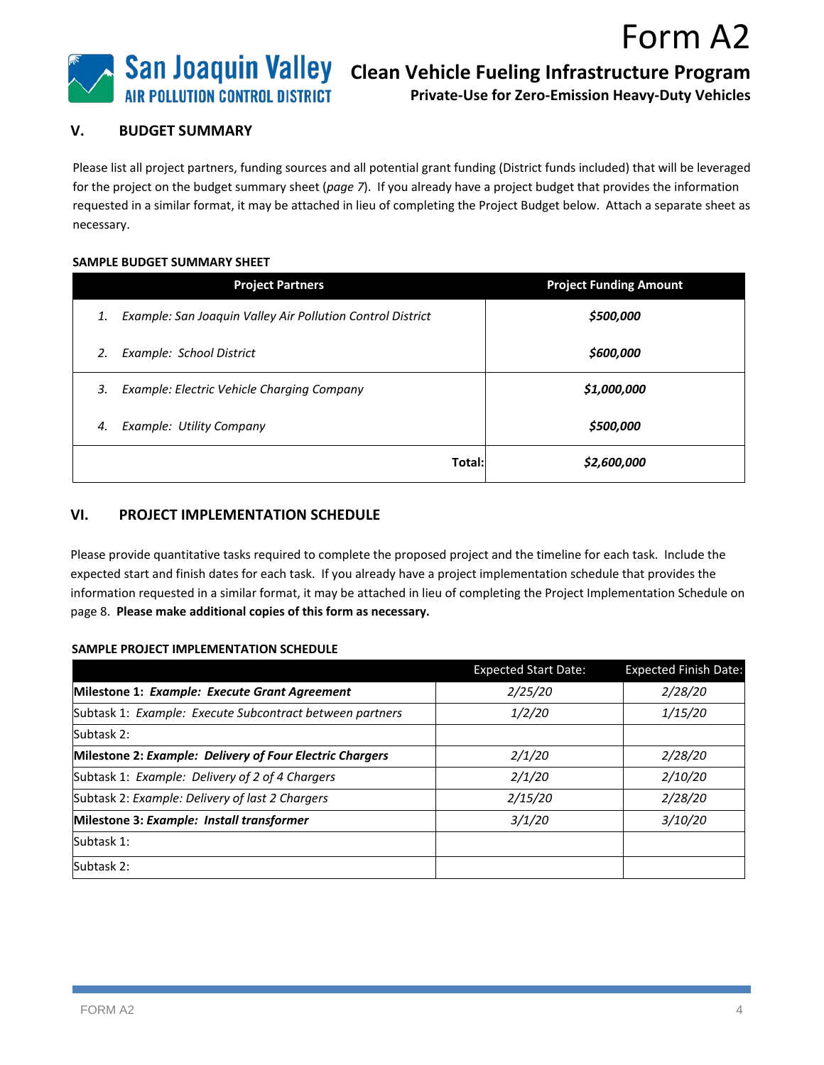Form A2

**San Joaquin Valley AIR POLLUTION CONTROL DISTRICT**

# Clean Vehicle Fueling Infrastructure Program

**Private-Use for Zero-Emission Heavy-Duty Vehicles**

## V. BUDGET SUMMARY

Please list all project partners, funding sources and all potential grant funding (District funds included) that will be leveraged for the project on the budget summary sheet (*page 7*). If you already have a project budget that provides the information requested in a similar format, it may be attached in lieu of completing the Project Budget below. Attach a separate sheet as necessary.

**SAMPLE BUDGET SUMMARY SHEET**

| Project Partners | Project Funding Amount |
|---|---|
| 1. *Example: San Joaquin Valley Air Pollution Control District* | ***$500,000*** |
| 2. *Example: School District* | ***$600,000*** |
| 3. *Example: Electric Vehicle Charging Company* | ***$1,000,000*** |
| 4. *Example: Utility Company* | ***$500,000*** |
| **Total:** | ***$2,600,000*** |

## VI. PROJECT IMPLEMENTATION SCHEDULE

Please provide quantitative tasks required to complete the proposed project and the timeline for each task. Include the expected start and finish dates for each task. If you already have a project implementation schedule that provides the information requested in a similar format, it may be attached in lieu of completing the Project Implementation Schedule on page 8. **Please make additional copies of this form as necessary.**

**SAMPLE PROJECT IMPLEMENTATION SCHEDULE**

| | Expected Start Date: | Expected Finish Date: |
|---|---|---|
| **Milestone 1: *Example: Execute Grant Agreement*** | *2/25/20* | *2/28/20* |
| Subtask 1: *Example: Execute Subcontract between partners* | *1/2/20* | *1/15/20* |
| Subtask 2: | | |
| **Milestone 2: *Example: Delivery of Four Electric Chargers*** | *2/1/20* | *2/28/20* |
| Subtask 1: *Example: Delivery of 2 of 4 Chargers* | *2/1/20* | *2/10/20* |
| Subtask 2: *Example: Delivery of last 2 Chargers* | *2/15/20* | *2/28/20* |
| **Milestone 3: *Example: Install transformer*** | *3/1/20* | *3/10/20* |
| Subtask 1: | | |
| Subtask 2: | | |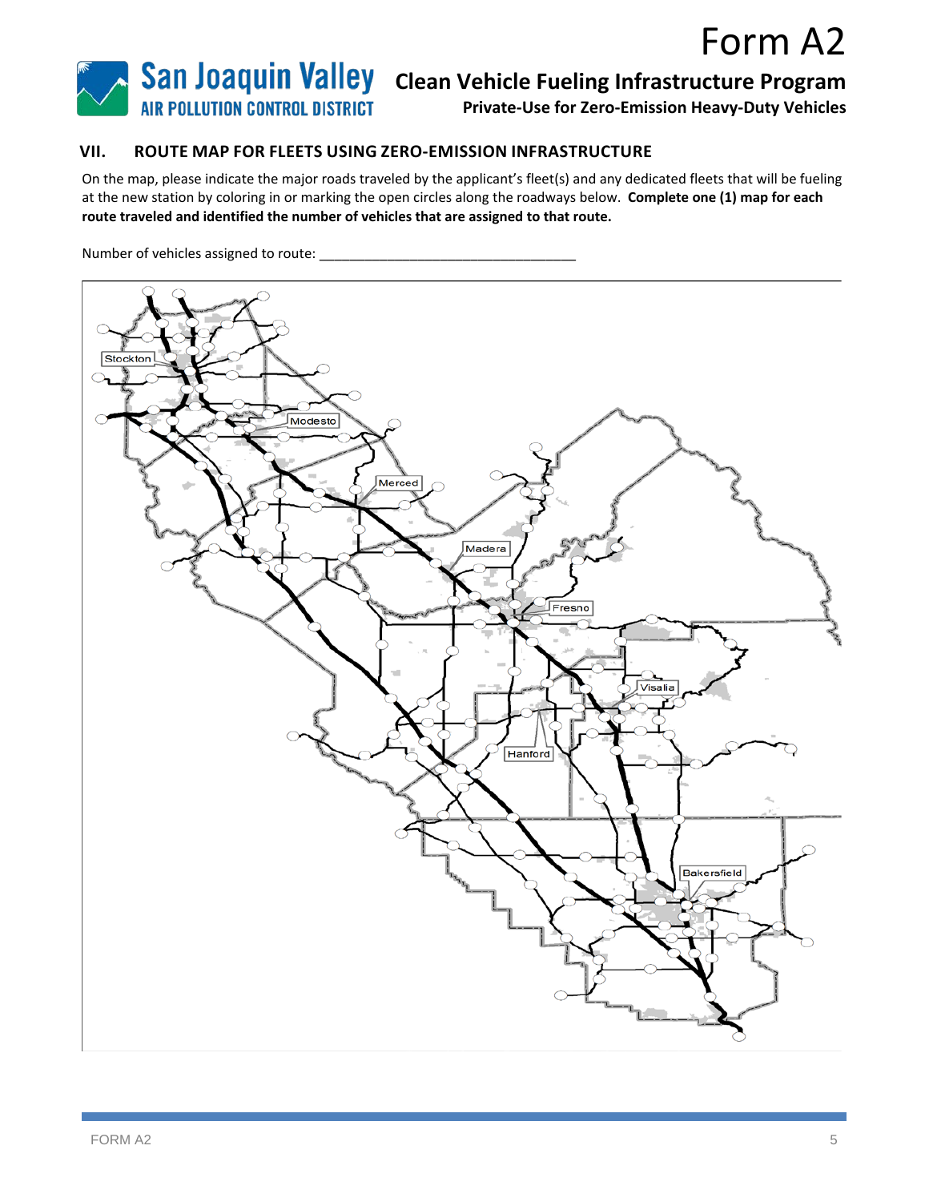Form A2

# Clean Vehicle Fueling Infrastructure Program

**Private-Use for Zero-Emission Heavy-Duty Vehicles**

## VII. ROUTE MAP FOR FLEETS USING ZERO-EMISSION INFRASTRUCTURE

On the map, please indicate the major roads traveled by the applicant's fleet(s) and any dedicated fleets that will be fueling at the new station by coloring in or marking the open circles along the roadways below. **Complete one (1) map for each route traveled and identified the number of vehicles that are assigned to that route.**

Number of vehicles assigned to route: ___________________________________

Stockton

Modesto

Merced

Madera

Fresno

Visalia

Hanford

Bakersfield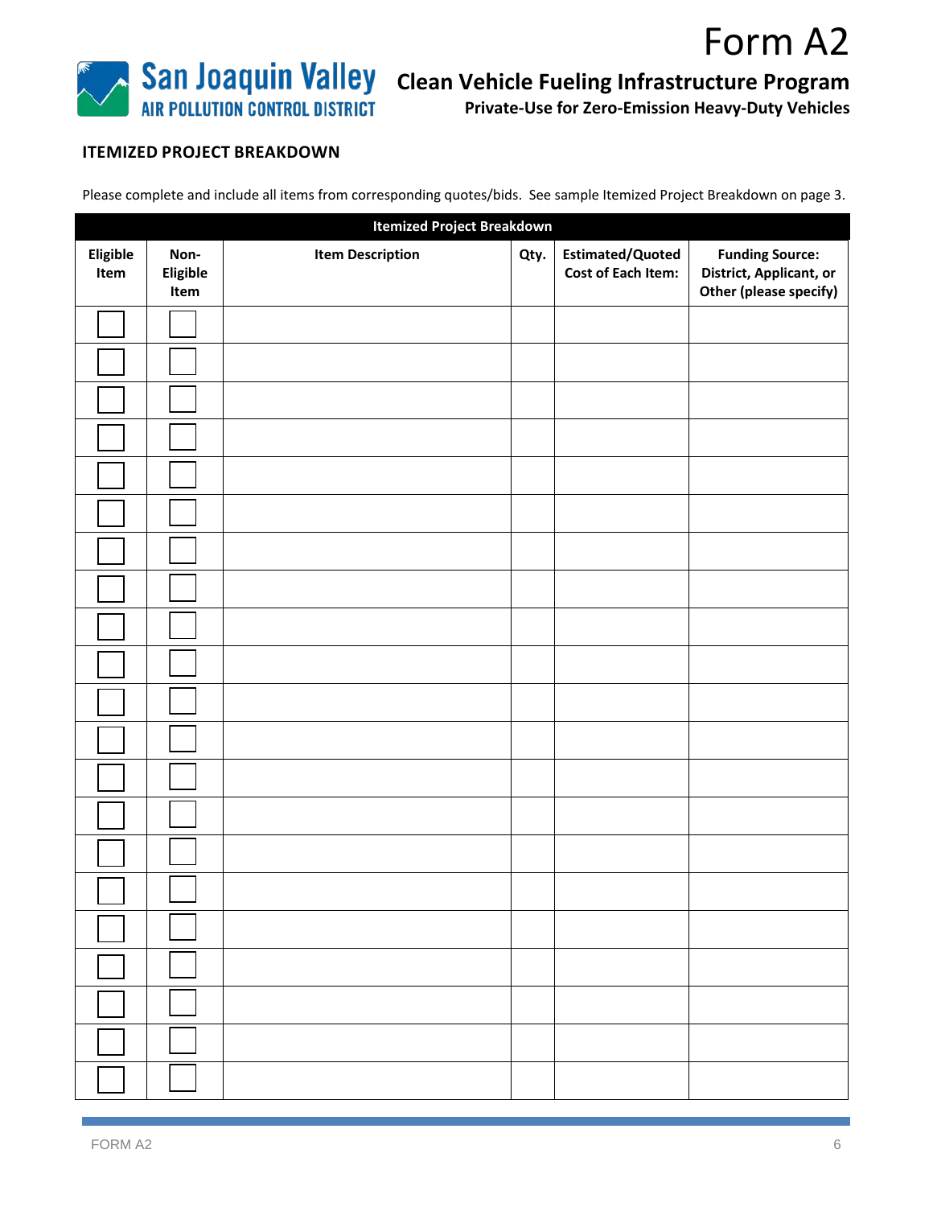# Form A2

## Clean Vehicle Fueling Infrastructure Program

**Private-Use for Zero-Emission Heavy-Duty Vehicles**

San Joaquin Valley AIR POLLUTION CONTROL DISTRICT

### ITEMIZED PROJECT BREAKDOWN

Please complete and include all items from corresponding quotes/bids. See sample Itemized Project Breakdown on page 3.

| Itemized Project Breakdown | | | | | |
|---|---|---|---|---|---|
| **Eligible Item** | **Non-Eligible Item** | **Item Description** | **Qty.** | **Estimated/Quoted Cost of Each Item:** | **Funding Source: District, Applicant, or Other (please specify)** |
| ☐ | ☐ | | | | |
| ☐ | ☐ | | | | |
| ☐ | ☐ | | | | |
| ☐ | ☐ | | | | |
| ☐ | ☐ | | | | |
| ☐ | ☐ | | | | |
| ☐ | ☐ | | | | |
| ☐ | ☐ | | | | |
| ☐ | ☐ | | | | |
| ☐ | ☐ | | | | |
| ☐ | ☐ | | | | |
| ☐ | ☐ | | | | |
| ☐ | ☐ | | | | |
| ☐ | ☐ | | | | |
| ☐ | ☐ | | | | |
| ☐ | ☐ | | | | |
| ☐ | ☐ | | | | |
| ☐ | ☐ | | | | |
| ☐ | ☐ | | | | |
| ☐ | ☐ | | | | |
| ☐ | ☐ | | | | |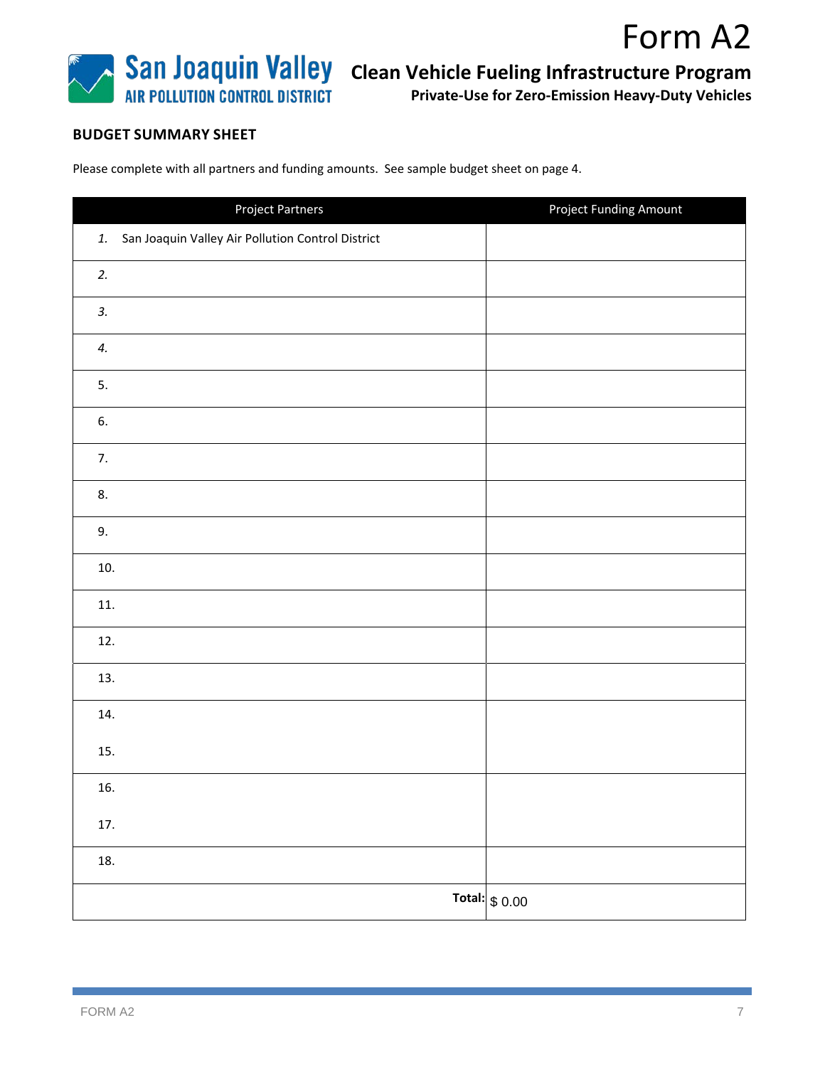# Form A2

San Joaquin Valley AIR POLLUTION CONTROL DISTRICT

## Clean Vehicle Fueling Infrastructure Program

### Private-Use for Zero-Emission Heavy-Duty Vehicles

**BUDGET SUMMARY SHEET**

Please complete with all partners and funding amounts. See sample budget sheet on page 4.

| Project Partners | Project Funding Amount |
|---|---|
| *1.* San Joaquin Valley Air Pollution Control District | |
| *2.* | |
| *3.* | |
| *4.* | |
| 5. | |
| 6. | |
| 7. | |
| 8. | |
| 9. | |
| 10. | |
| 11. | |
| 12. | |
| 13. | |
| 14. | |
| 15. | |
| 16. | |
| 17. | |
| 18. | |
| **Total:** | $ 0.00 |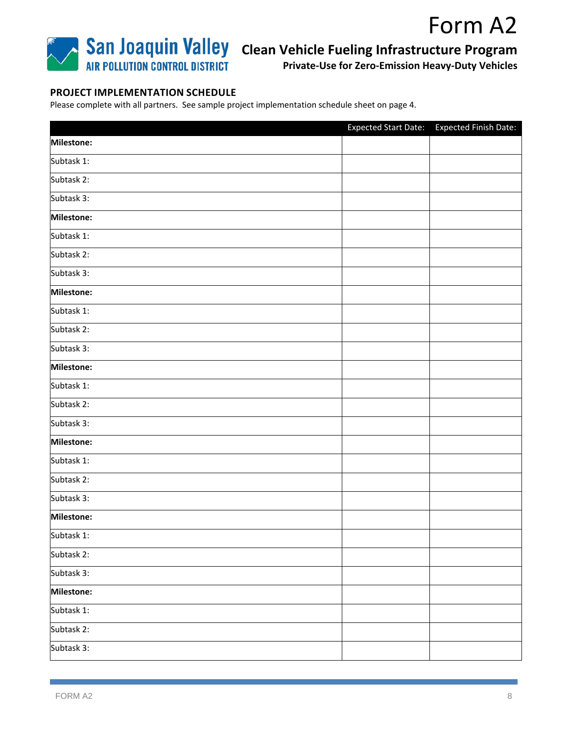# Form A2

**San Joaquin Valley AIR POLLUTION CONTROL DISTRICT**

## Clean Vehicle Fueling Infrastructure Program

### Private-Use for Zero-Emission Heavy-Duty Vehicles

### PROJECT IMPLEMENTATION SCHEDULE

Please complete with all partners. See sample project implementation schedule sheet on page 4.

| | Expected Start Date: | Expected Finish Date: |
|---|---|---|
| **Milestone:** | | |
| Subtask 1: | | |
| Subtask 2: | | |
| Subtask 3: | | |
| **Milestone:** | | |
| Subtask 1: | | |
| Subtask 2: | | |
| Subtask 3: | | |
| **Milestone:** | | |
| Subtask 1: | | |
| Subtask 2: | | |
| Subtask 3: | | |
| **Milestone:** | | |
| Subtask 1: | | |
| Subtask 2: | | |
| Subtask 3: | | |
| **Milestone:** | | |
| Subtask 1: | | |
| Subtask 2: | | |
| Subtask 3: | | |
| **Milestone:** | | |
| Subtask 1: | | |
| Subtask 2: | | |
| Subtask 3: | | |
| **Milestone:** | | |
| Subtask 1: | | |
| Subtask 2: | | |
| Subtask 3: | | |